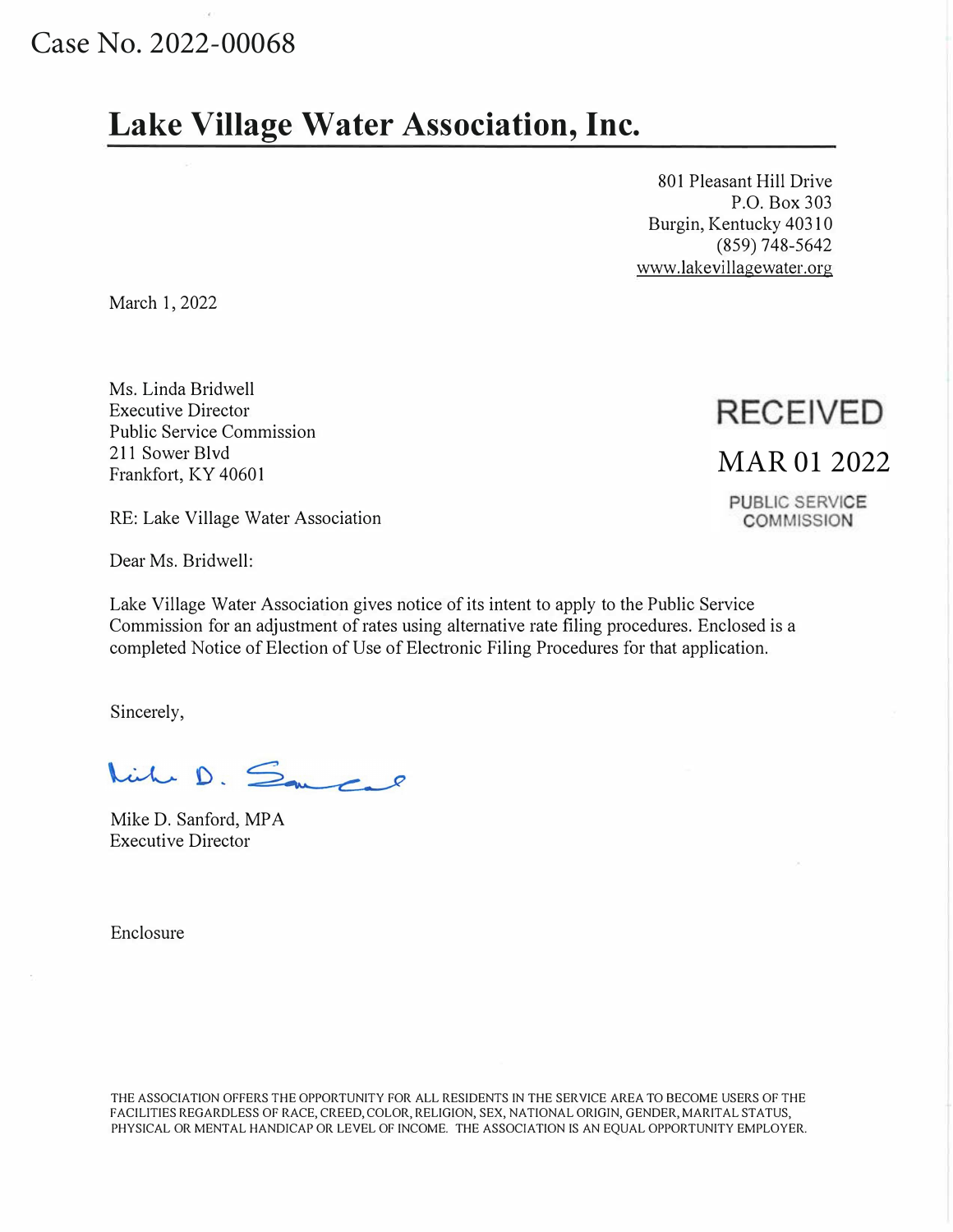Case No. 2022-00068

# Lake Village Water Association, Inc.

801 Pleasant Hill Drive
P.O. Box 303
Burgin, Kentucky 40310
(859) 748-5642
www.lakevillagewater.org

March 1, 2022

Ms. Linda Bridwell
Executive Director
Public Service Commission
211 Sower Blvd
Frankfort, KY 40601

RECEIVED
MAR 01 2022
PUBLIC SERVICE COMMISSION

RE: Lake Village Water Association

Dear Ms. Bridwell:

Lake Village Water Association gives notice of its intent to apply to the Public Service Commission for an adjustment of rates using alternative rate filing procedures. Enclosed is a completed Notice of Election of Use of Electronic Filing Procedures for that application.

Sincerely,

Mike D. Sanford

Mike D. Sanford, MPA
Executive Director

Enclosure

THE ASSOCIATION OFFERS THE OPPORTUNITY FOR ALL RESIDENTS IN THE SERVICE AREA TO BECOME USERS OF THE FACILITIES REGARDLESS OF RACE, CREED, COLOR, RELIGION, SEX, NATIONAL ORIGIN, GENDER, MARITAL STATUS, PHYSICAL OR MENTAL HANDICAP OR LEVEL OF INCOME. THE ASSOCIATION IS AN EQUAL OPPORTUNITY EMPLOYER.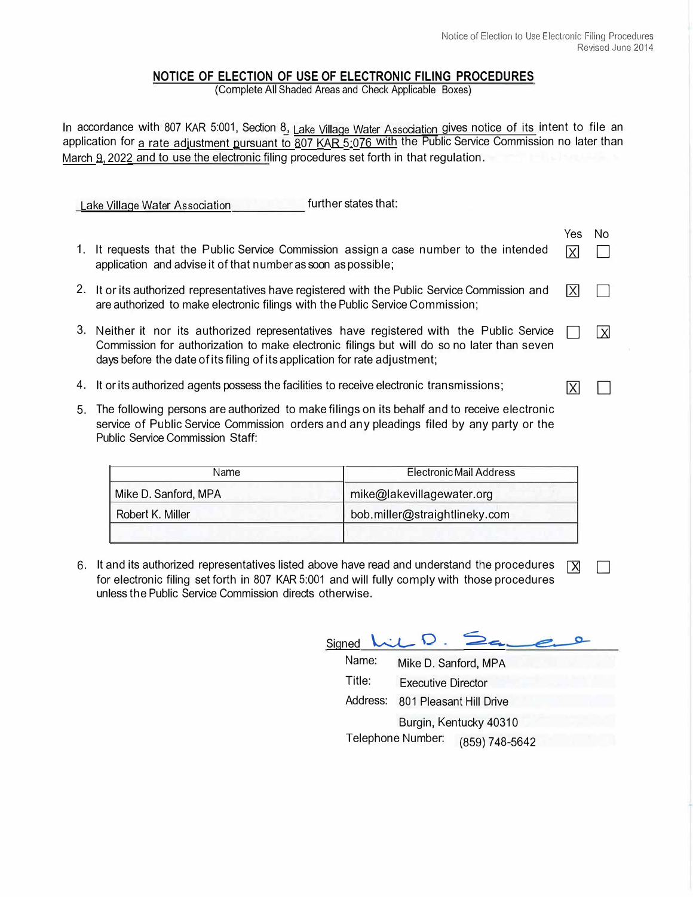Notice of Election to Use Electronic Filing Procedures
Revised June 2014

## NOTICE OF ELECTION OF USE OF ELECTRONIC FILING PROCEDURES

(Complete All Shaded Areas and Check Applicable Boxes)

In accordance with 807 KAR 5:001, Section 8, Lake Village Water Association gives notice of its intent to file an application for a rate adjustment pursuant to 807 KAR 5:076 with the Public Service Commission no later than March 9, 2022 and to use the electronic filing procedures set forth in that regulation.

Lake Village Water Association further states that:

| | Yes | No |
|---|---|---|
| 1. It requests that the Public Service Commission assign a case number to the intended application and advise it of that number as soon as possible; | [X] | [ ] |
| 2. It or its authorized representatives have registered with the Public Service Commission and are authorized to make electronic filings with the Public Service Commission; | [X] | [ ] |
| 3. Neither it nor its authorized representatives have registered with the Public Service Commission for authorization to make electronic filings but will do so no later than seven days before the date of its filing of its application for rate adjustment; | [ ] | [X] |
| 4. It or its authorized agents possess the facilities to receive electronic transmissions; | [X] | [ ] |

5. The following persons are authorized to make filings on its behalf and to receive electronic service of Public Service Commission orders and any pleadings filed by any party or the Public Service Commission Staff:

| Name | Electronic Mail Address |
|---|---|
| Mike D. Sanford, MPA | mike@lakevillagewater.org |
| Robert K. Miller | bob.miller@straightlineky.com |
| | |

| | Yes | No |
|---|---|---|
| 6. It and its authorized representatives listed above have read and understand the procedures for electronic filing set forth in 807 KAR 5:001 and will fully comply with those procedures unless the Public Service Commission directs otherwise. | [X] | [ ] |

Signed ____________________

Name: Mike D. Sanford, MPA

Title: Executive Director

Address: 801 Pleasant Hill Drive
Burgin, Kentucky 40310

Telephone Number: (859) 748-5642